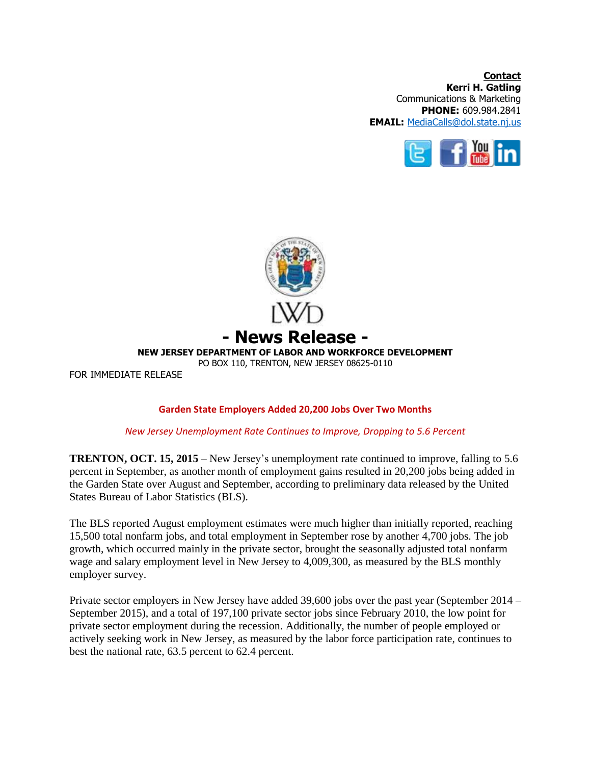**Contact**
**Kerri H. Gatling**
Communications & Marketing
**PHONE:** 609.984.2841
**EMAIL:** MediaCalls@dol.state.nj.us

LWD

# - News Release -

**NEW JERSEY DEPARTMENT OF LABOR AND WORKFORCE DEVELOPMENT**
PO BOX 110, TRENTON, NEW JERSEY 08625-0110

FOR IMMEDIATE RELEASE

## Garden State Employers Added 20,200 Jobs Over Two Months

*New Jersey Unemployment Rate Continues to Improve, Dropping to 5.6 Percent*

**TRENTON, OCT. 15, 2015** – New Jersey's unemployment rate continued to improve, falling to 5.6 percent in September, as another month of employment gains resulted in 20,200 jobs being added in the Garden State over August and September, according to preliminary data released by the United States Bureau of Labor Statistics (BLS).

The BLS reported August employment estimates were much higher than initially reported, reaching 15,500 total nonfarm jobs, and total employment in September rose by another 4,700 jobs. The job growth, which occurred mainly in the private sector, brought the seasonally adjusted total nonfarm wage and salary employment level in New Jersey to 4,009,300, as measured by the BLS monthly employer survey.

Private sector employers in New Jersey have added 39,600 jobs over the past year (September 2014 – September 2015), and a total of 197,100 private sector jobs since February 2010, the low point for private sector employment during the recession. Additionally, the number of people employed or actively seeking work in New Jersey, as measured by the labor force participation rate, continues to best the national rate, 63.5 percent to 62.4 percent.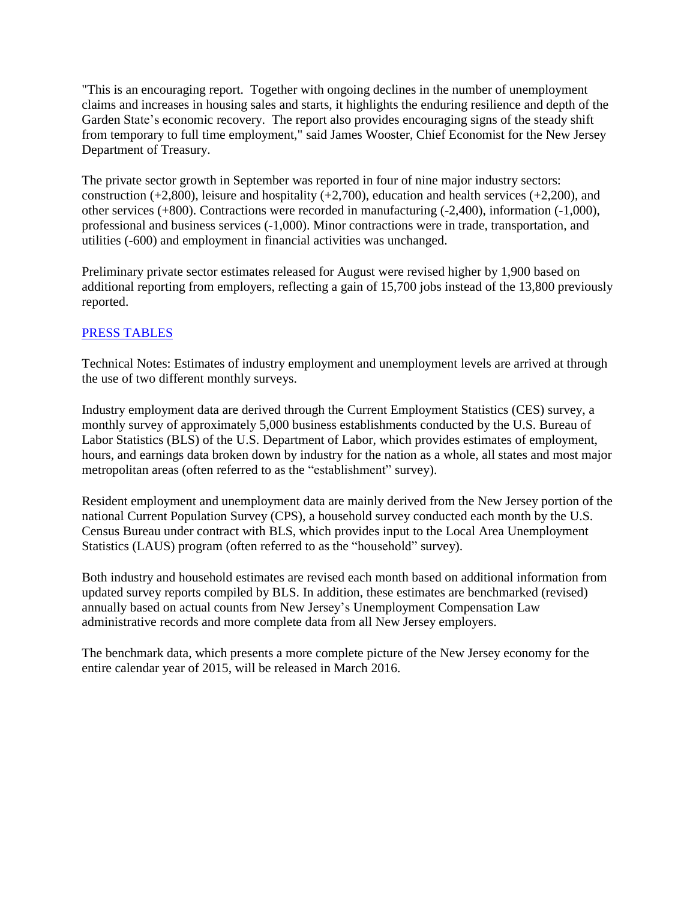"This is an encouraging report. Together with ongoing declines in the number of unemployment claims and increases in housing sales and starts, it highlights the enduring resilience and depth of the Garden State's economic recovery. The report also provides encouraging signs of the steady shift from temporary to full time employment," said James Wooster, Chief Economist for the New Jersey Department of Treasury.

The private sector growth in September was reported in four of nine major industry sectors: construction (+2,800), leisure and hospitality (+2,700), education and health services (+2,200), and other services (+800). Contractions were recorded in manufacturing (-2,400), information (-1,000), professional and business services (-1,000). Minor contractions were in trade, transportation, and utilities (-600) and employment in financial activities was unchanged.

Preliminary private sector estimates released for August were revised higher by 1,900 based on additional reporting from employers, reflecting a gain of 15,700 jobs instead of the 13,800 previously reported.

PRESS TABLES

Technical Notes: Estimates of industry employment and unemployment levels are arrived at through the use of two different monthly surveys.

Industry employment data are derived through the Current Employment Statistics (CES) survey, a monthly survey of approximately 5,000 business establishments conducted by the U.S. Bureau of Labor Statistics (BLS) of the U.S. Department of Labor, which provides estimates of employment, hours, and earnings data broken down by industry for the nation as a whole, all states and most major metropolitan areas (often referred to as the "establishment" survey).

Resident employment and unemployment data are mainly derived from the New Jersey portion of the national Current Population Survey (CPS), a household survey conducted each month by the U.S. Census Bureau under contract with BLS, which provides input to the Local Area Unemployment Statistics (LAUS) program (often referred to as the "household" survey).

Both industry and household estimates are revised each month based on additional information from updated survey reports compiled by BLS. In addition, these estimates are benchmarked (revised) annually based on actual counts from New Jersey's Unemployment Compensation Law administrative records and more complete data from all New Jersey employers.

The benchmark data, which presents a more complete picture of the New Jersey economy for the entire calendar year of 2015, will be released in March 2016.